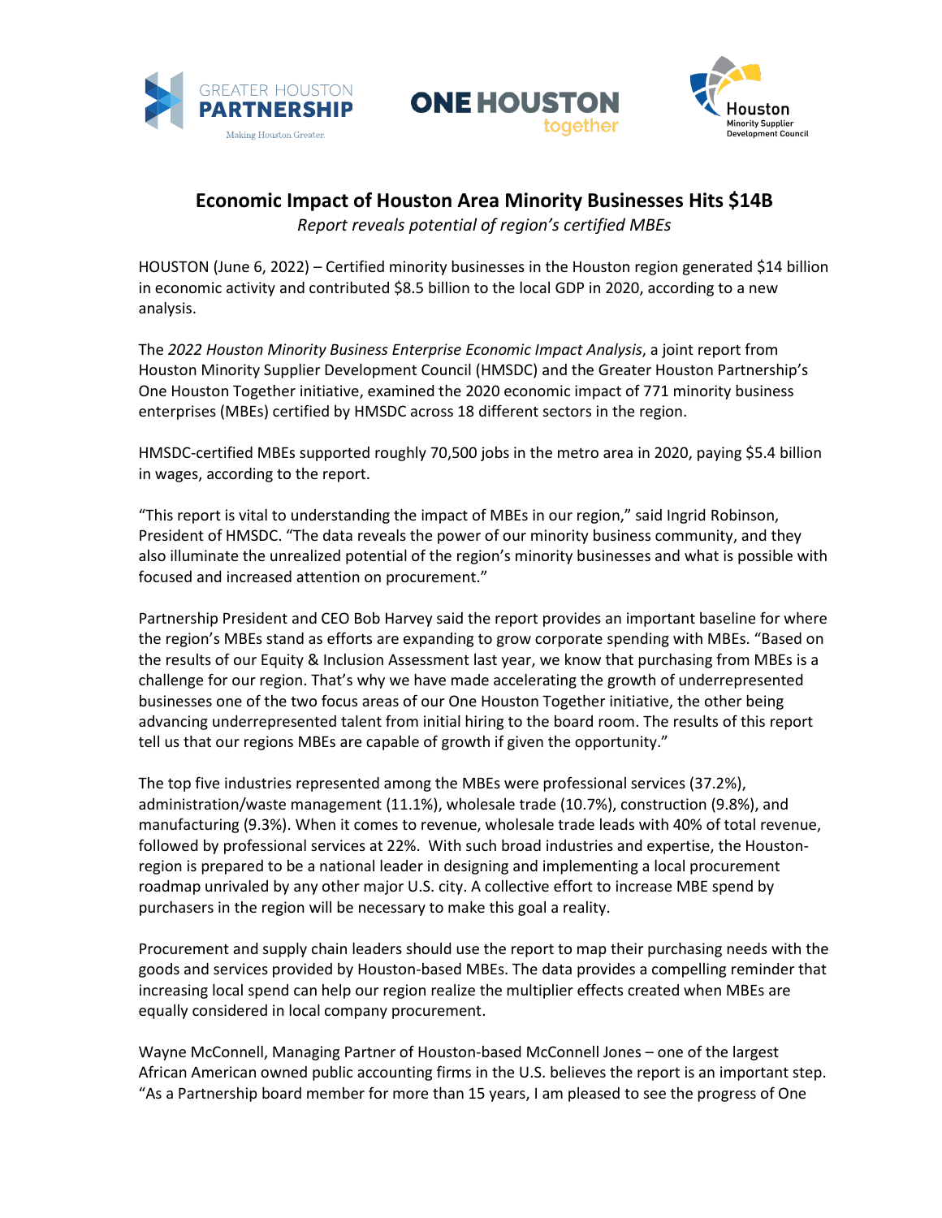# Economic Impact of Houston Area Minority Businesses Hits $14B

*Report reveals potential of region's certified MBEs*

HOUSTON (June 6, 2022) – Certified minority businesses in the Houston region generated $14 billion in economic activity and contributed $8.5 billion to the local GDP in 2020, according to a new analysis.

The *2022 Houston Minority Business Enterprise Economic Impact Analysis*, a joint report from Houston Minority Supplier Development Council (HMSDC) and the Greater Houston Partnership's One Houston Together initiative, examined the 2020 economic impact of 771 minority business enterprises (MBEs) certified by HMSDC across 18 different sectors in the region.

HMSDC-certified MBEs supported roughly 70,500 jobs in the metro area in 2020, paying $5.4 billion in wages, according to the report.

"This report is vital to understanding the impact of MBEs in our region," said Ingrid Robinson, President of HMSDC. "The data reveals the power of our minority business community, and they also illuminate the unrealized potential of the region's minority businesses and what is possible with focused and increased attention on procurement."

Partnership President and CEO Bob Harvey said the report provides an important baseline for where the region's MBEs stand as efforts are expanding to grow corporate spending with MBEs. "Based on the results of our Equity & Inclusion Assessment last year, we know that purchasing from MBEs is a challenge for our region. That's why we have made accelerating the growth of underrepresented businesses one of the two focus areas of our One Houston Together initiative, the other being advancing underrepresented talent from initial hiring to the board room. The results of this report tell us that our regions MBEs are capable of growth if given the opportunity."

The top five industries represented among the MBEs were professional services (37.2%), administration/waste management (11.1%), wholesale trade (10.7%), construction (9.8%), and manufacturing (9.3%). When it comes to revenue, wholesale trade leads with 40% of total revenue, followed by professional services at 22%. With such broad industries and expertise, the Houston-region is prepared to be a national leader in designing and implementing a local procurement roadmap unrivaled by any other major U.S. city. A collective effort to increase MBE spend by purchasers in the region will be necessary to make this goal a reality.

Procurement and supply chain leaders should use the report to map their purchasing needs with the goods and services provided by Houston-based MBEs. The data provides a compelling reminder that increasing local spend can help our region realize the multiplier effects created when MBEs are equally considered in local company procurement.

Wayne McConnell, Managing Partner of Houston-based McConnell Jones – one of the largest African American owned public accounting firms in the U.S. believes the report is an important step. "As a Partnership board member for more than 15 years, I am pleased to see the progress of One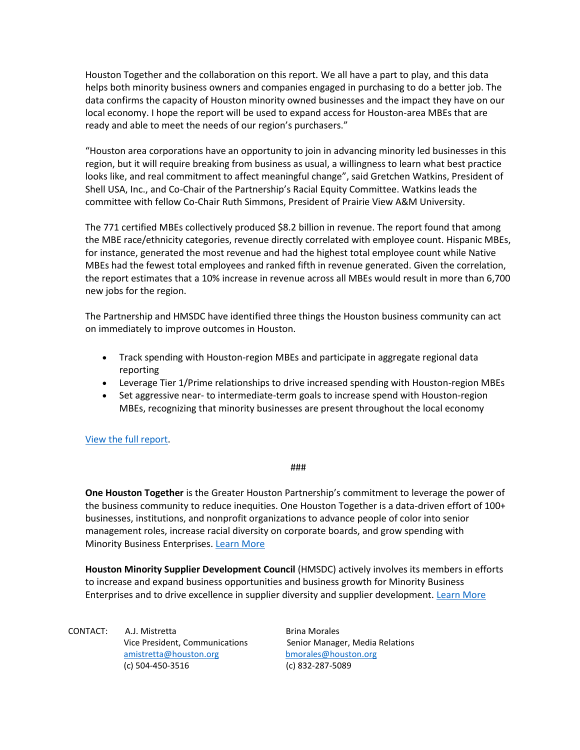Houston Together and the collaboration on this report. We all have a part to play, and this data helps both minority business owners and companies engaged in purchasing to do a better job. The data confirms the capacity of Houston minority owned businesses and the impact they have on our local economy. I hope the report will be used to expand access for Houston-area MBEs that are ready and able to meet the needs of our region's purchasers."

"Houston area corporations have an opportunity to join in advancing minority led businesses in this region, but it will require breaking from business as usual, a willingness to learn what best practice looks like, and real commitment to affect meaningful change", said Gretchen Watkins, President of Shell USA, Inc., and Co-Chair of the Partnership's Racial Equity Committee. Watkins leads the committee with fellow Co-Chair Ruth Simmons, President of Prairie View A&M University.

The 771 certified MBEs collectively produced $8.2 billion in revenue. The report found that among the MBE race/ethnicity categories, revenue directly correlated with employee count. Hispanic MBEs, for instance, generated the most revenue and had the highest total employee count while Native MBEs had the fewest total employees and ranked fifth in revenue generated. Given the correlation, the report estimates that a 10% increase in revenue across all MBEs would result in more than 6,700 new jobs for the region.

The Partnership and HMSDC have identified three things the Houston business community can act on immediately to improve outcomes in Houston.

- Track spending with Houston-region MBEs and participate in aggregate regional data reporting
- Leverage Tier 1/Prime relationships to drive increased spending with Houston-region MBEs
- Set aggressive near- to intermediate-term goals to increase spend with Houston-region MBEs, recognizing that minority businesses are present throughout the local economy

View the full report.

###

**One Houston Together** is the Greater Houston Partnership's commitment to leverage the power of the business community to reduce inequities. One Houston Together is a data-driven effort of 100+ businesses, institutions, and nonprofit organizations to advance people of color into senior management roles, increase racial diversity on corporate boards, and grow spending with Minority Business Enterprises. Learn More

**Houston Minority Supplier Development Council** (HMSDC) actively involves its members in efforts to increase and expand business opportunities and business growth for Minority Business Enterprises and to drive excellence in supplier diversity and supplier development. Learn More

CONTACT:

A.J. Mistretta
Vice President, Communications
amistretta@houston.org
(c) 504-450-3516

Brina Morales
Senior Manager, Media Relations
bmorales@houston.org
(c) 832-287-5089